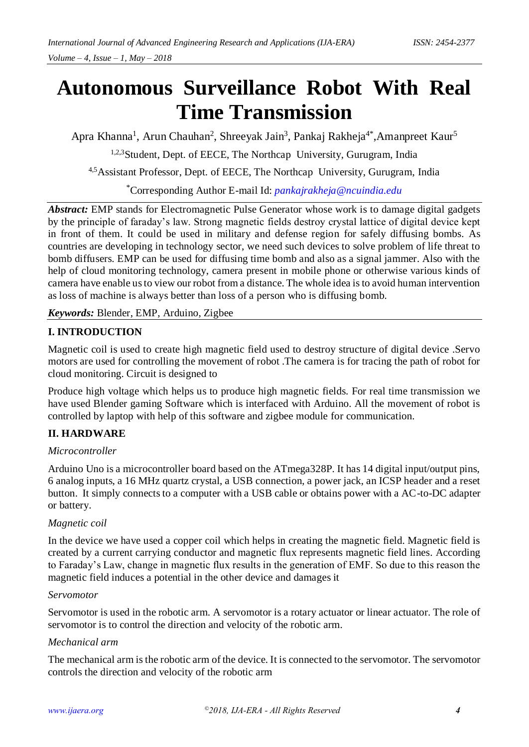# Autonomous Surveillance Robot With Real Time Transmission

Apra Khanna[1], Arun Chauhan[2], Shreeyak Jain[3], Pankaj Rakheja[4*],Amanpreet Kaur[5]

[1,2,3]Student, Dept. of EECE, The Northcap University, Gurugram, India

[4,5]Assistant Professor, Dept. of EECE, The Northcap University, Gurugram, India

[*]Corresponding Author E-mail Id: *pankajrakheja@ncuindia.edu*

***Abstract:*** EMP stands for Electromagnetic Pulse Generator whose work is to damage digital gadgets by the principle of faraday's law. Strong magnetic fields destroy crystal lattice of digital device kept in front of them. It could be used in military and defense region for safely diffusing bombs. As countries are developing in technology sector, we need such devices to solve problem of life threat to bomb diffusers. EMP can be used for diffusing time bomb and also as a signal jammer. Also with the help of cloud monitoring technology, camera present in mobile phone or otherwise various kinds of camera have enable us to view our robot from a distance. The whole idea is to avoid human intervention as loss of machine is always better than loss of a person who is diffusing bomb.

***Keywords:*** Blender, EMP, Arduino, Zigbee

## I. INTRODUCTION

Magnetic coil is used to create high magnetic field used to destroy structure of digital device .Servo motors are used for controlling the movement of robot .The camera is for tracing the path of robot for cloud monitoring. Circuit is designed to

Produce high voltage which helps us to produce high magnetic fields. For real time transmission we have used Blender gaming Software which is interfaced with Arduino. All the movement of robot is controlled by laptop with help of this software and zigbee module for communication.

## II. HARDWARE

*Microcontroller*

Arduino Uno is a microcontroller board based on the ATmega328P. It has 14 digital input/output pins, 6 analog inputs, a 16 MHz quartz crystal, a USB connection, a power jack, an ICSP header and a reset button. It simply connects to a computer with a USB cable or obtains power with a AC-to-DC adapter or battery.

*Magnetic coil*

In the device we have used a copper coil which helps in creating the magnetic field. Magnetic field is created by a current carrying conductor and magnetic flux represents magnetic field lines. According to Faraday's Law, change in magnetic flux results in the generation of EMF. So due to this reason the magnetic field induces a potential in the other device and damages it

*Servomotor*

Servomotor is used in the robotic arm. A servomotor is a rotary actuator or linear actuator. The role of servomotor is to control the direction and velocity of the robotic arm.

*Mechanical arm*

The mechanical arm is the robotic arm of the device. It is connected to the servomotor. The servomotor controls the direction and velocity of the robotic arm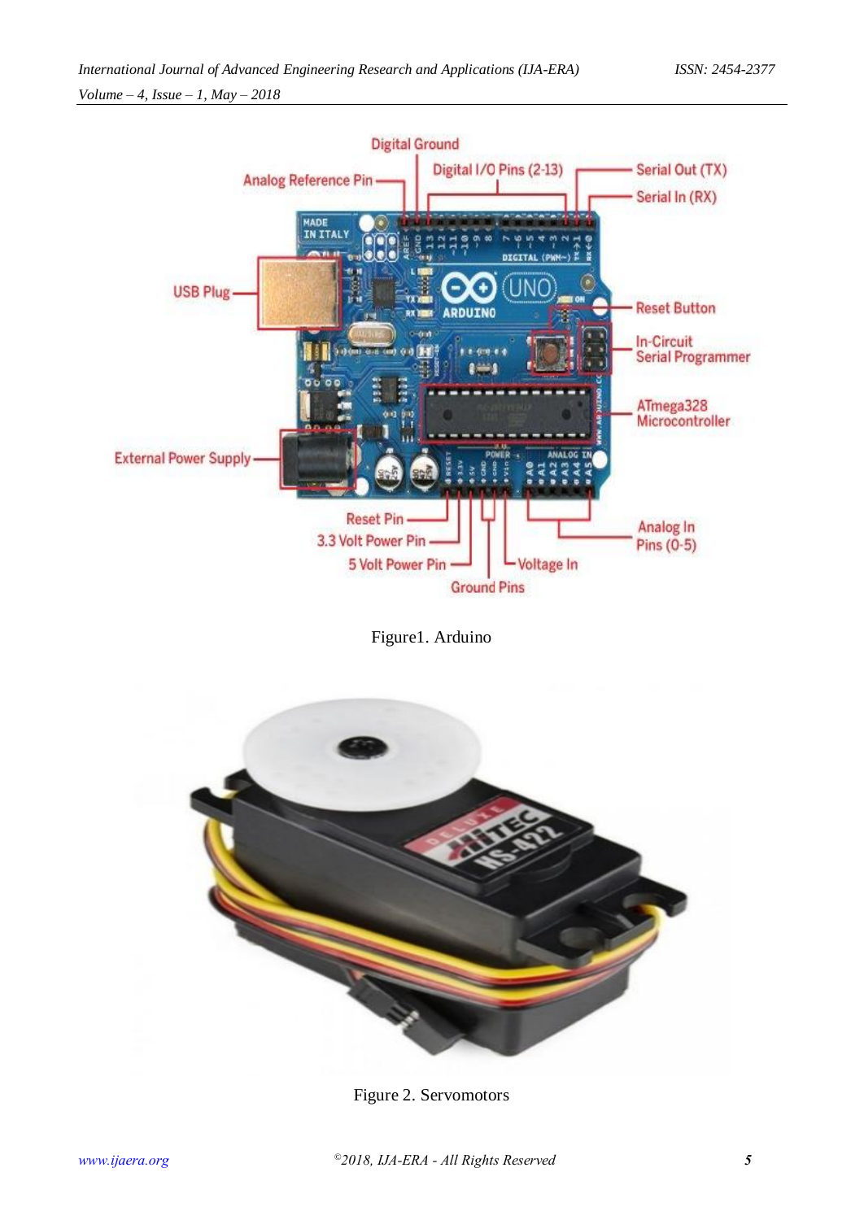Figure1. Arduino

Figure 2. Servomotors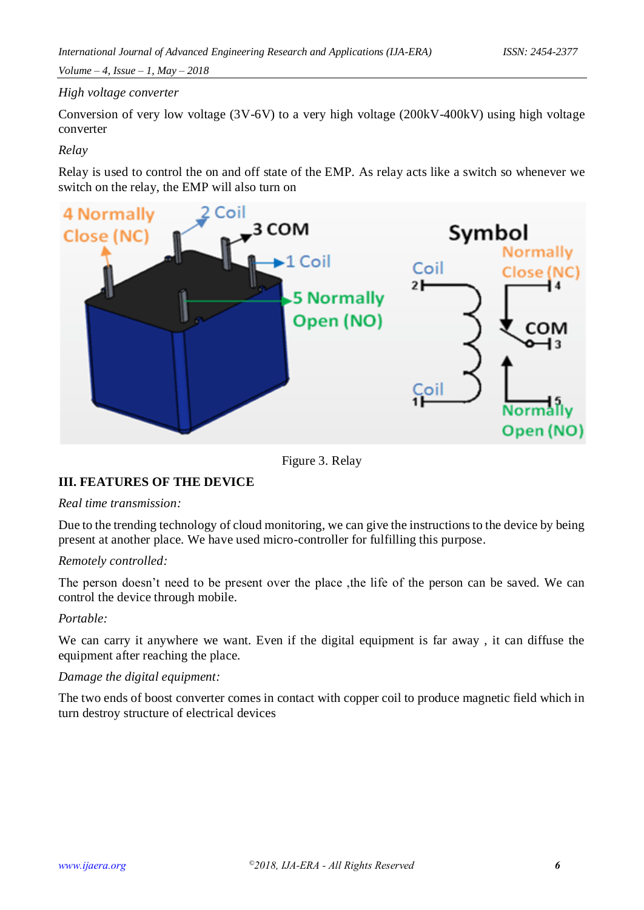*High voltage converter*

Conversion of very low voltage (3V-6V) to a very high voltage (200kV-400kV) using high voltage converter

*Relay*

Relay is used to control the on and off state of the EMP. As relay acts like a switch so whenever we switch on the relay, the EMP will also turn on

Figure 3. Relay

### III. FEATURES OF THE DEVICE

*Real time transmission:*

Due to the trending technology of cloud monitoring, we can give the instructions to the device by being present at another place. We have used micro-controller for fulfilling this purpose.

*Remotely controlled:*

The person doesn't need to be present over the place ,the life of the person can be saved. We can control the device through mobile.

*Portable:*

We can carry it anywhere we want. Even if the digital equipment is far away , it can diffuse the equipment after reaching the place.

*Damage the digital equipment:*

The two ends of boost converter comes in contact with copper coil to produce magnetic field which in turn destroy structure of electrical devices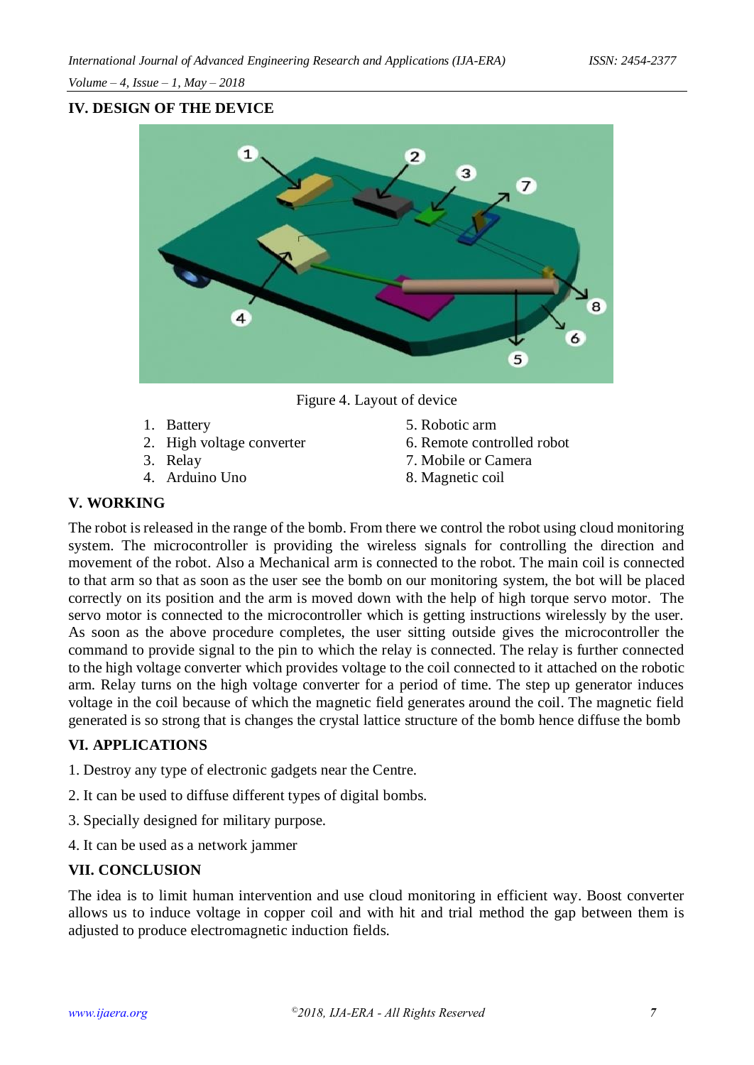## IV. DESIGN OF THE DEVICE

Figure 4. Layout of device

1. Battery
2. High voltage converter
3. Relay
4. Arduino Uno
5. Robotic arm
6. Remote controlled robot
7. Mobile or Camera
8. Magnetic coil

## V. WORKING

The robot is released in the range of the bomb. From there we control the robot using cloud monitoring system. The microcontroller is providing the wireless signals for controlling the direction and movement of the robot. Also a Mechanical arm is connected to the robot. The main coil is connected to that arm so that as soon as the user see the bomb on our monitoring system, the bot will be placed correctly on its position and the arm is moved down with the help of high torque servo motor. The servo motor is connected to the microcontroller which is getting instructions wirelessly by the user. As soon as the above procedure completes, the user sitting outside gives the microcontroller the command to provide signal to the pin to which the relay is connected. The relay is further connected to the high voltage converter which provides voltage to the coil connected to it attached on the robotic arm. Relay turns on the high voltage converter for a period of time. The step up generator induces voltage in the coil because of which the magnetic field generates around the coil. The magnetic field generated is so strong that is changes the crystal lattice structure of the bomb hence diffuse the bomb

## VI. APPLICATIONS

1. Destroy any type of electronic gadgets near the Centre.

2. It can be used to diffuse different types of digital bombs.

3. Specially designed for military purpose.

4. It can be used as a network jammer

## VII. CONCLUSION

The idea is to limit human intervention and use cloud monitoring in efficient way. Boost converter allows us to induce voltage in copper coil and with hit and trial method the gap between them is adjusted to produce electromagnetic induction fields.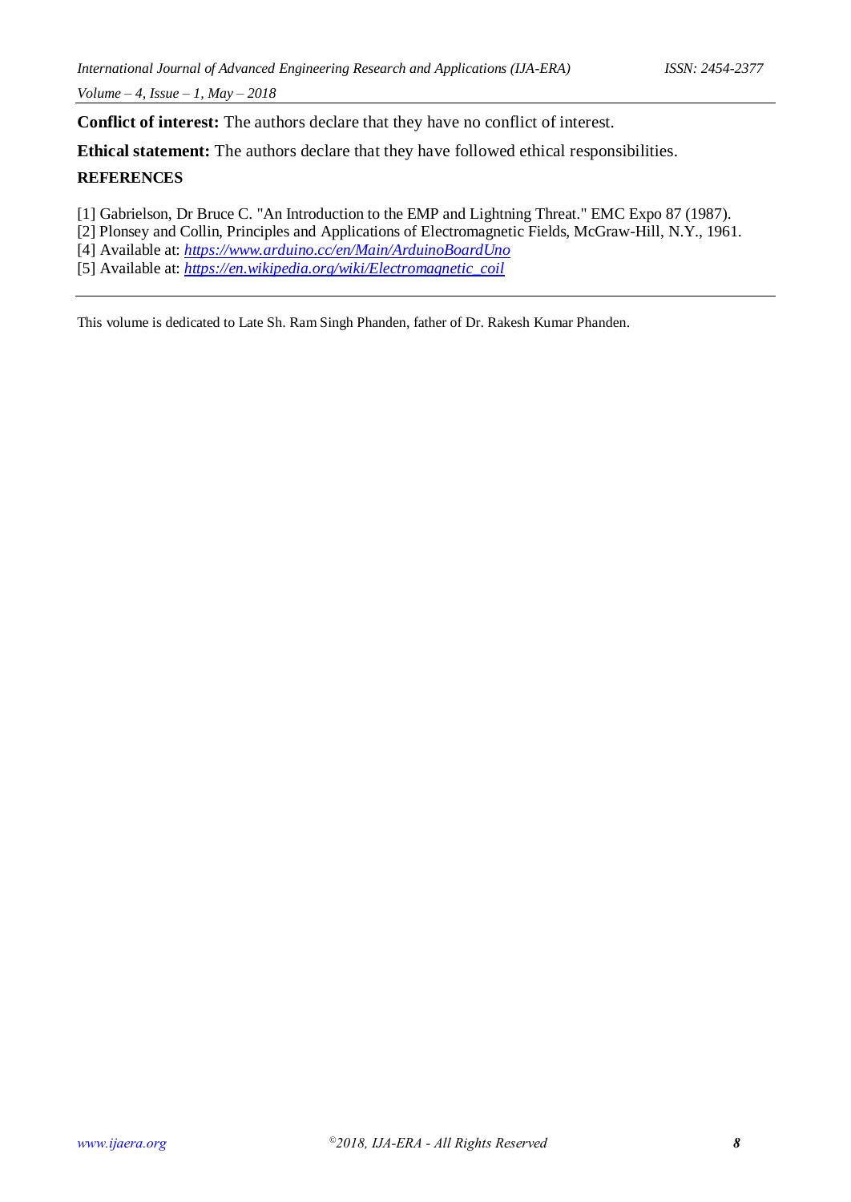**Conflict of interest:** The authors declare that they have no conflict of interest.

**Ethical statement:** The authors declare that they have followed ethical responsibilities.

**REFERENCES**

[1] Gabrielson, Dr Bruce C. "An Introduction to the EMP and Lightning Threat." EMC Expo 87 (1987).
[2] Plonsey and Collin, Principles and Applications of Electromagnetic Fields, McGraw-Hill, N.Y., 1961.
[4] Available at: *https://www.arduino.cc/en/Main/ArduinoBoardUno*
[5] Available at: *https://en.wikipedia.org/wiki/Electromagnetic_coil*

---

This volume is dedicated to Late Sh. Ram Singh Phanden, father of Dr. Rakesh Kumar Phanden.